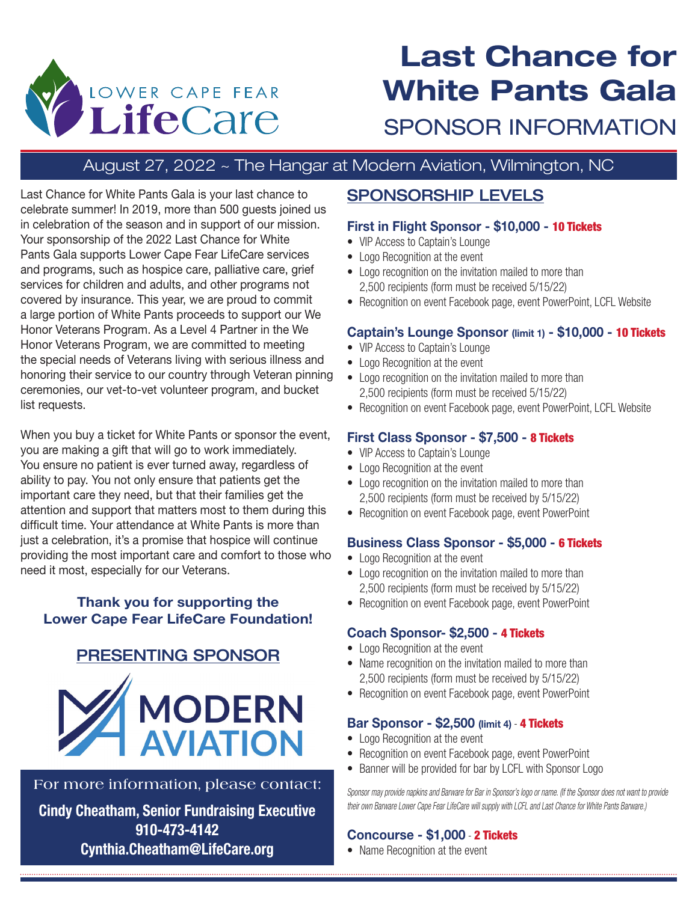LOWER CAPE FEAR **LifeCare**

# Last Chance for White Pants Gala

## SPONSOR INFORMATION

August 27, 2022 ~ The Hangar at Modern Aviation, Wilmington, NC

Last Chance for White Pants Gala is your last chance to celebrate summer! In 2019, more than 500 guests joined us in celebration of the season and in support of our mission. Your sponsorship of the 2022 Last Chance for White Pants Gala supports Lower Cape Fear LifeCare services and programs, such as hospice care, palliative care, grief services for children and adults, and other programs not covered by insurance. This year, we are proud to commit a large portion of White Pants proceeds to support our We Honor Veterans Program. As a Level 4 Partner in the We Honor Veterans Program, we are committed to meeting the special needs of Veterans living with serious illness and honoring their service to our country through Veteran pinning ceremonies, our vet-to-vet volunteer program, and bucket list requests.

When you buy a ticket for White Pants or sponsor the event, you are making a gift that will go to work immediately. You ensure no patient is ever turned away, regardless of ability to pay. You not only ensure that patients get the important care they need, but that their families get the attention and support that matters most to them during this difficult time. Your attendance at White Pants is more than just a celebration, it's a promise that hospice will continue providing the most important care and comfort to those who need it most, especially for our Veterans.

**Thank you for supporting the Lower Cape Fear LifeCare Foundation!**

## PRESENTING SPONSOR

MODERN AVIATION

For more information, please contact:

**Cindy Cheatham, Senior Fundraising Executive**
**910-473-4142**
**Cynthia.Cheatham@LifeCare.org**

## SPONSORSHIP LEVELS

### First in Flight Sponsor - $10,000 - 10 Tickets

- VIP Access to Captain's Lounge
- Logo Recognition at the event
- Logo recognition on the invitation mailed to more than 2,500 recipients (form must be received 5/15/22)
- Recognition on event Facebook page, event PowerPoint, LCFL Website

### Captain's Lounge Sponsor (limit 1) - $10,000 - 10 Tickets

- VIP Access to Captain's Lounge
- Logo Recognition at the event
- Logo recognition on the invitation mailed to more than 2,500 recipients (form must be received 5/15/22)
- Recognition on event Facebook page, event PowerPoint, LCFL Website

### First Class Sponsor - $7,500 - 8 Tickets

- VIP Access to Captain's Lounge
- Logo Recognition at the event
- Logo recognition on the invitation mailed to more than 2,500 recipients (form must be received by 5/15/22)
- Recognition on event Facebook page, event PowerPoint

### Business Class Sponsor - $5,000 - 6 Tickets

- Logo Recognition at the event
- Logo recognition on the invitation mailed to more than 2,500 recipients (form must be received by 5/15/22)
- Recognition on event Facebook page, event PowerPoint

### Coach Sponsor- $2,500 - 4 Tickets

- Logo Recognition at the event
- Name recognition on the invitation mailed to more than 2,500 recipients (form must be received by 5/15/22)
- Recognition on event Facebook page, event PowerPoint

### Bar Sponsor - $2,500 (limit 4) - 4 Tickets

- Logo Recognition at the event
- Recognition on event Facebook page, event PowerPoint
- Banner will be provided for bar by LCFL with Sponsor Logo

*Sponsor may provide napkins and Barware for Bar in Sponsor's logo or name. (If the Sponsor does not want to provide their own Barware Lower Cape Fear LifeCare will supply with LCFL and Last Chance for White Pants Barware.)*

### Concourse - $1,000 - 2 Tickets

- Name Recognition at the event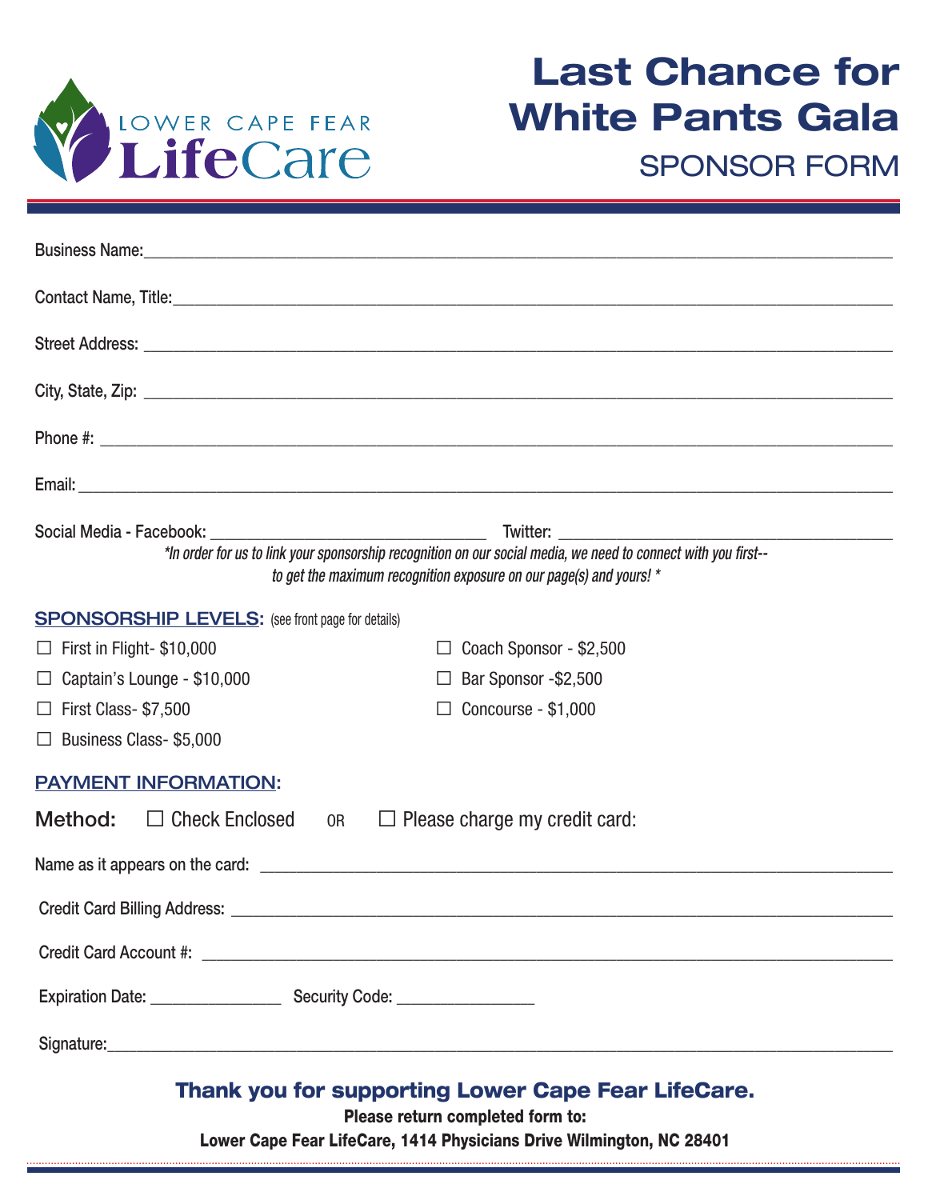LOWER CAPE FEAR LifeCare

# Last Chance for White Pants Gala

## SPONSOR FORM

Business Name: ____________________________________________

Contact Name, Title: ____________________________________________

Street Address: ____________________________________________

City, State, Zip: ____________________________________________

Phone #: ____________________________________________

Email: ____________________________________________

Social Media - Facebook: ______________________ Twitter: ______________________

*\*In order for us to link your sponsorship recognition on our social media, we need to connect with you first-- to get the maximum recognition exposure on our page(s) and yours! \**

### SPONSORSHIP LEVELS: (see front page for details)

- ☐ First in Flight- $10,000
- ☐ Captain's Lounge - $10,000
- ☐ First Class- $7,500
- ☐ Business Class- $5,000
- ☐ Coach Sponsor - $2,500
- ☐ Bar Sponsor -$2,500
- ☐ Concourse - $1,000

### PAYMENT INFORMATION:

**Method:** ☐ Check Enclosed OR ☐ Please charge my credit card:

Name as it appears on the card: ____________________________________________

Credit Card Billing Address: ____________________________________________

Credit Card Account #: ____________________________________________

Expiration Date: ______________ Security Code: ______________

Signature: ____________________________________________

**Thank you for supporting Lower Cape Fear LifeCare.**

**Please return completed form to:**

**Lower Cape Fear LifeCare, 1414 Physicians Drive Wilmington, NC 28401**